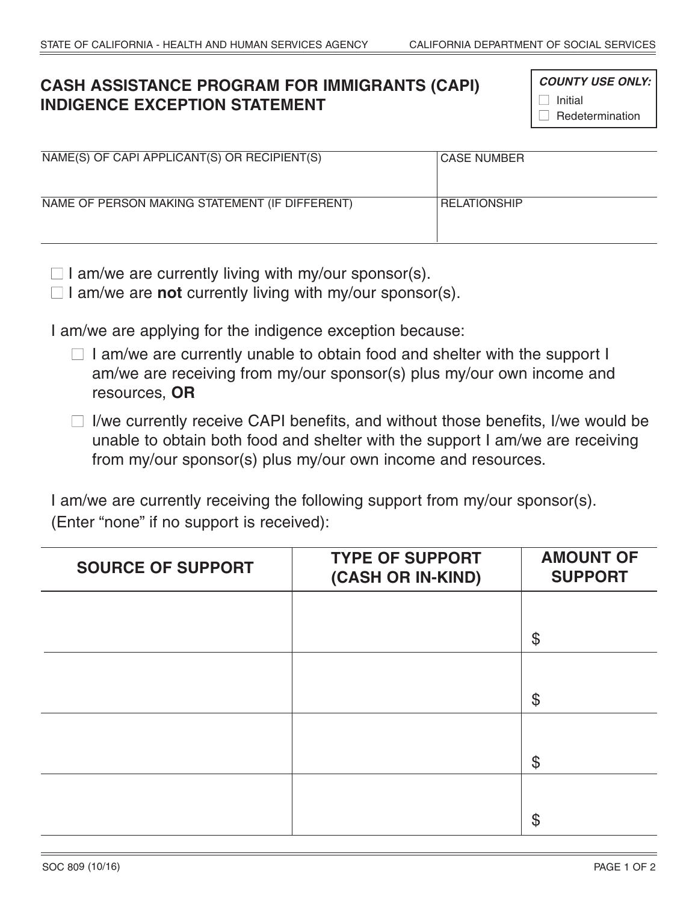STATE OF CALIFORNIA - HEALTH AND HUMAN SERVICES AGENCY — CALIFORNIA DEPARTMENT OF SOCIAL SERVICES

# CASH ASSISTANCE PROGRAM FOR IMMIGRANTS (CAPI) INDIGENCE EXCEPTION STATEMENT

***COUNTY USE ONLY:***
- ☐ Initial
- ☐ Redetermination

| NAME(S) OF CAPI APPLICANT(S) OR RECIPIENT(S) | CASE NUMBER |
|---|---|
| | |
| **NAME OF PERSON MAKING STATEMENT (IF DIFFERENT)** | **RELATIONSHIP** |
| | |

- ☐ I am/we are currently living with my/our sponsor(s).
- ☐ I am/we are **not** currently living with my/our sponsor(s).

I am/we are applying for the indigence exception because:

- ☐ I am/we are currently unable to obtain food and shelter with the support I am/we are receiving from my/our sponsor(s) plus my/our own income and resources, **OR**
- ☐ I/we currently receive CAPI benefits, and without those benefits, I/we would be unable to obtain both food and shelter with the support I am/we are receiving from my/our sponsor(s) plus my/our own income and resources.

I am/we are currently receiving the following support from my/our sponsor(s). (Enter "none" if no support is received):

| SOURCE OF SUPPORT | TYPE OF SUPPORT (CASH OR IN-KIND) | AMOUNT OF SUPPORT |
|---|---|---|
| | | $ |
| | | $ |
| | | $ |
| | | $ |

SOC 809 (10/16)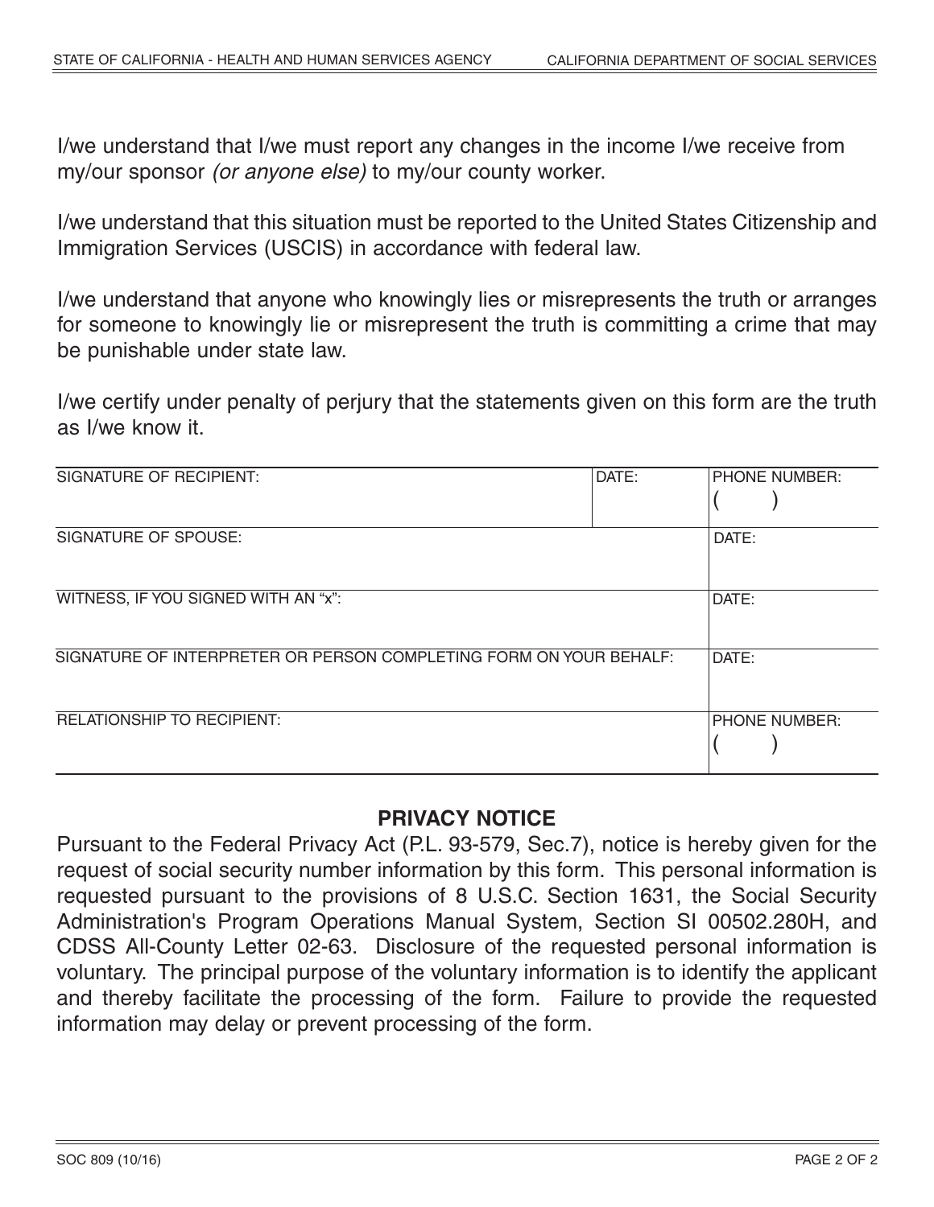I/we understand that I/we must report any changes in the income I/we receive from my/our sponsor *(or anyone else)* to my/our county worker.

I/we understand that this situation must be reported to the United States Citizenship and Immigration Services (USCIS) in accordance with federal law.

I/we understand that anyone who knowingly lies or misrepresents the truth or arranges for someone to knowingly lie or misrepresent the truth is committing a crime that may be punishable under state law.

I/we certify under penalty of perjury that the statements given on this form are the truth as I/we know it.

| | | |
|---|---|---|
| SIGNATURE OF RECIPIENT: | DATE: | PHONE NUMBER: ( ) |
| SIGNATURE OF SPOUSE: | | DATE: |
| WITNESS, IF YOU SIGNED WITH AN "x": | | DATE: |
| SIGNATURE OF INTERPRETER OR PERSON COMPLETING FORM ON YOUR BEHALF: | | DATE: |
| RELATIONSHIP TO RECIPIENT: | | PHONE NUMBER: ( ) |

## PRIVACY NOTICE

Pursuant to the Federal Privacy Act (P.L. 93-579, Sec.7), notice is hereby given for the request of social security number information by this form. This personal information is requested pursuant to the provisions of 8 U.S.C. Section 1631, the Social Security Administration's Program Operations Manual System, Section SI 00502.280H, and CDSS All-County Letter 02-63. Disclosure of the requested personal information is voluntary. The principal purpose of the voluntary information is to identify the applicant and thereby facilitate the processing of the form. Failure to provide the requested information may delay or prevent processing of the form.